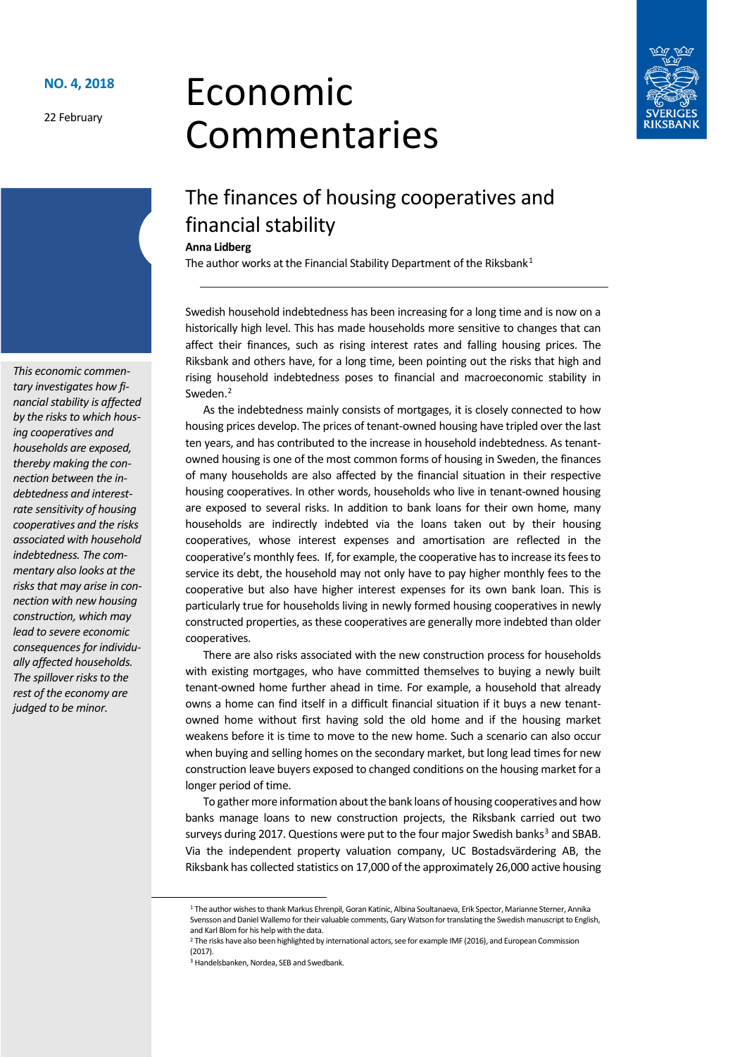**NO. 4, 2018**

22 February

# Economic Commentaries

## The finances of housing cooperatives and financial stability

**Anna Lidberg**

The author works at the Financial Stability Department of the Riksbank[1]

*This economic commentary investigates how financial stability is affected by the risks to which housing cooperatives and households are exposed, thereby making the connection between the indebtedness and interest-rate sensitivity of housing cooperatives and the risks associated with household indebtedness. The commentary also looks at the risks that may arise in connection with new housing construction, which may lead to severe economic consequences for individually affected households. The spillover risks to the rest of the economy are judged to be minor.*

Swedish household indebtedness has been increasing for a long time and is now on a historically high level. This has made households more sensitive to changes that can affect their finances, such as rising interest rates and falling housing prices. The Riksbank and others have, for a long time, been pointing out the risks that high and rising household indebtedness poses to financial and macroeconomic stability in Sweden.[2]

As the indebtedness mainly consists of mortgages, it is closely connected to how housing prices develop. The prices of tenant-owned housing have tripled over the last ten years, and has contributed to the increase in household indebtedness. As tenant-owned housing is one of the most common forms of housing in Sweden, the finances of many households are also affected by the financial situation in their respective housing cooperatives. In other words, households who live in tenant-owned housing are exposed to several risks. In addition to bank loans for their own home, many households are indirectly indebted via the loans taken out by their housing cooperatives, whose interest expenses and amortisation are reflected in the cooperative's monthly fees. If, for example, the cooperative has to increase its fees to service its debt, the household may not only have to pay higher monthly fees to the cooperative but also have higher interest expenses for its own bank loan. This is particularly true for households living in newly formed housing cooperatives in newly constructed properties, as these cooperatives are generally more indebted than older cooperatives.

There are also risks associated with the new construction process for households with existing mortgages, who have committed themselves to buying a newly built tenant-owned home further ahead in time. For example, a household that already owns a home can find itself in a difficult financial situation if it buys a new tenant-owned home without first having sold the old home and if the housing market weakens before it is time to move to the new home. Such a scenario can also occur when buying and selling homes on the secondary market, but long lead times for new construction leave buyers exposed to changed conditions on the housing market for a longer period of time.

To gather more information about the bank loans of housing cooperatives and how banks manage loans to new construction projects, the Riksbank carried out two surveys during 2017. Questions were put to the four major Swedish banks[3] and SBAB. Via the independent property valuation company, UC Bostadsvärdering AB, the Riksbank has collected statistics on 17,000 of the approximately 26,000 active housing

---

[1] The author wishes to thank Markus Ehrenpil, Goran Katinic, Albina Soultanaeva, Erik Spector, Marianne Sterner, Annika Svensson and Daniel Wallemo for their valuable comments, Gary Watson for translating the Swedish manuscript to English, and Karl Blom for his help with the data.

[2] The risks have also been highlighted by international actors, see for example IMF (2016), and European Commission (2017).

[3] Handelsbanken, Nordea, SEB and Swedbank.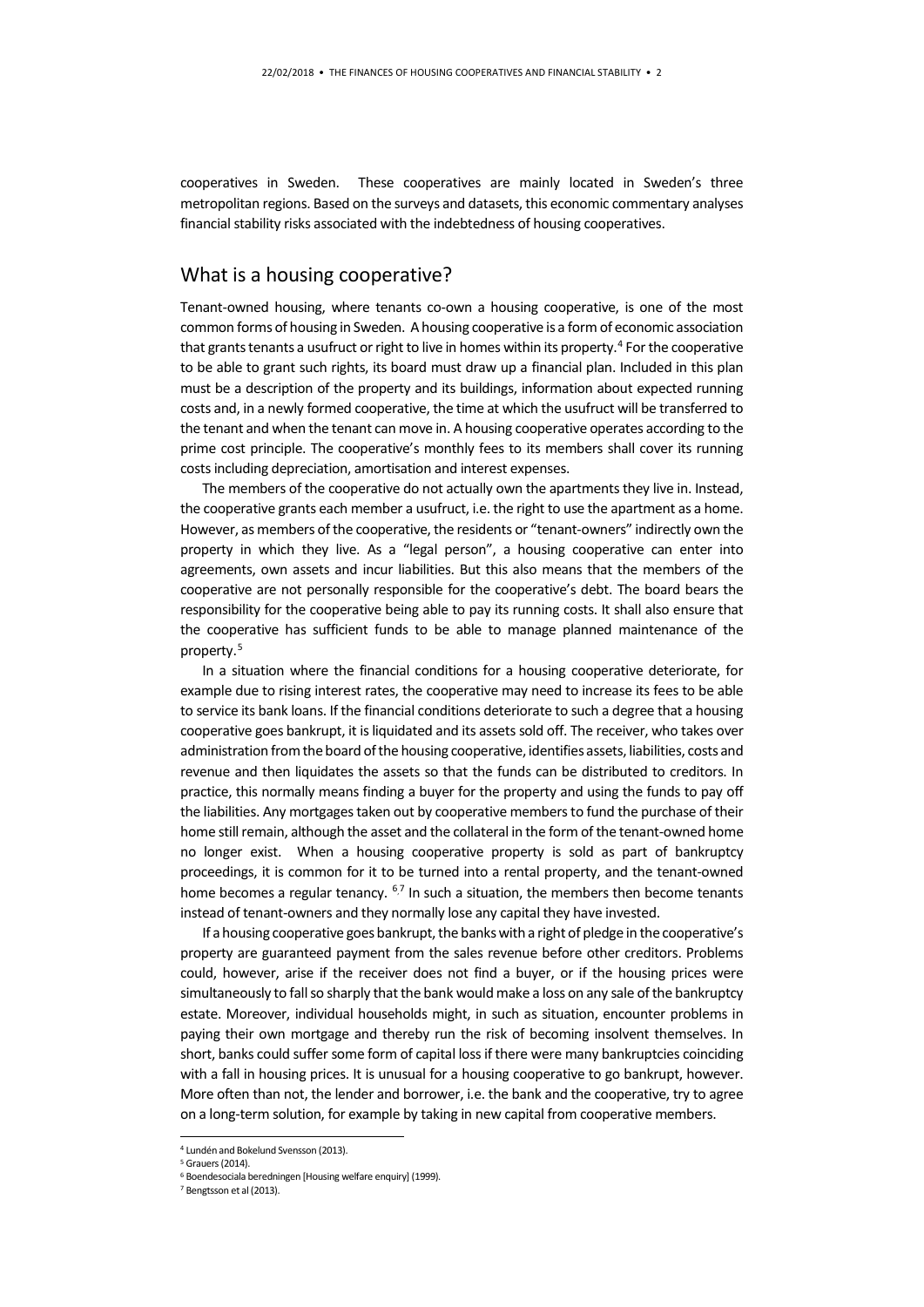cooperatives in Sweden. These cooperatives are mainly located in Sweden's three metropolitan regions. Based on the surveys and datasets, this economic commentary analyses financial stability risks associated with the indebtedness of housing cooperatives.

## What is a housing cooperative?

Tenant-owned housing, where tenants co-own a housing cooperative, is one of the most common forms of housing in Sweden. A housing cooperative is a form of economic association that grants tenants a usufruct or right to live in homes within its property.[4] For the cooperative to be able to grant such rights, its board must draw up a financial plan. Included in this plan must be a description of the property and its buildings, information about expected running costs and, in a newly formed cooperative, the time at which the usufruct will be transferred to the tenant and when the tenant can move in. A housing cooperative operates according to the prime cost principle. The cooperative's monthly fees to its members shall cover its running costs including depreciation, amortisation and interest expenses.

The members of the cooperative do not actually own the apartments they live in. Instead, the cooperative grants each member a usufruct, i.e. the right to use the apartment as a home. However, as members of the cooperative, the residents or "tenant-owners" indirectly own the property in which they live. As a "legal person", a housing cooperative can enter into agreements, own assets and incur liabilities. But this also means that the members of the cooperative are not personally responsible for the cooperative's debt. The board bears the responsibility for the cooperative being able to pay its running costs. It shall also ensure that the cooperative has sufficient funds to be able to manage planned maintenance of the property.[5]

In a situation where the financial conditions for a housing cooperative deteriorate, for example due to rising interest rates, the cooperative may need to increase its fees to be able to service its bank loans. If the financial conditions deteriorate to such a degree that a housing cooperative goes bankrupt, it is liquidated and its assets sold off. The receiver, who takes over administration from the board of the housing cooperative, identifies assets, liabilities, costs and revenue and then liquidates the assets so that the funds can be distributed to creditors. In practice, this normally means finding a buyer for the property and using the funds to pay off the liabilities. Any mortgages taken out by cooperative members to fund the purchase of their home still remain, although the asset and the collateral in the form of the tenant-owned home no longer exist. When a housing cooperative property is sold as part of bankruptcy proceedings, it is common for it to be turned into a rental property, and the tenant-owned home becomes a regular tenancy. [6,7] In such a situation, the members then become tenants instead of tenant-owners and they normally lose any capital they have invested.

If a housing cooperative goes bankrupt, the banks with a right of pledge in the cooperative's property are guaranteed payment from the sales revenue before other creditors. Problems could, however, arise if the receiver does not find a buyer, or if the housing prices were simultaneously to fall so sharply that the bank would make a loss on any sale of the bankruptcy estate. Moreover, individual households might, in such as situation, encounter problems in paying their own mortgage and thereby run the risk of becoming insolvent themselves. In short, banks could suffer some form of capital loss if there were many bankruptcies coinciding with a fall in housing prices. It is unusual for a housing cooperative to go bankrupt, however. More often than not, the lender and borrower, i.e. the bank and the cooperative, try to agree on a long-term solution, for example by taking in new capital from cooperative members.

[4] Lundén and Bokelund Svensson (2013).
[5] Grauers (2014).
[6] Boendesociala beredningen [Housing welfare enquiry] (1999).
[7] Bengtsson et al (2013).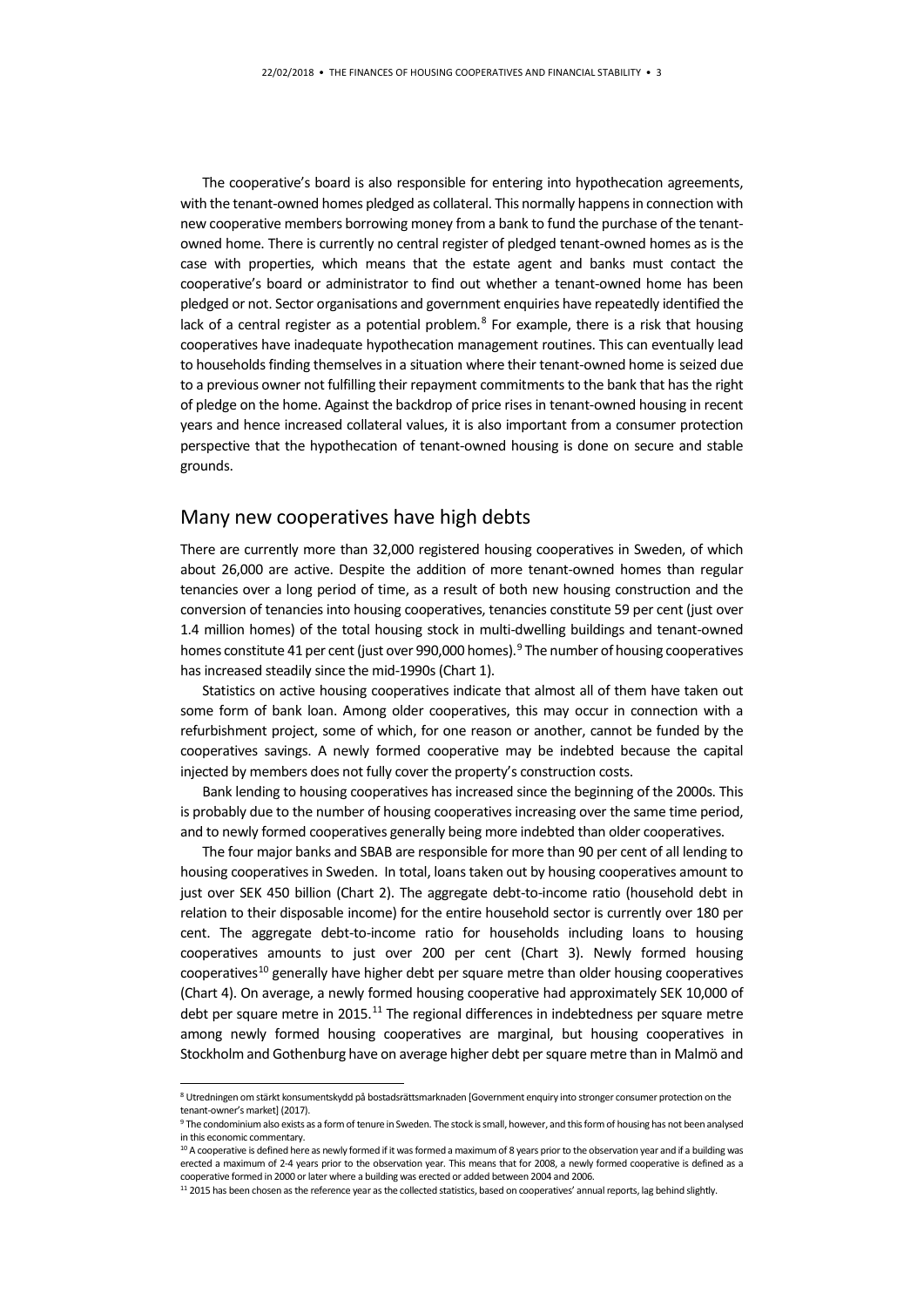The cooperative's board is also responsible for entering into hypothecation agreements, with the tenant-owned homes pledged as collateral. This normally happens in connection with new cooperative members borrowing money from a bank to fund the purchase of the tenant-owned home. There is currently no central register of pledged tenant-owned homes as is the case with properties, which means that the estate agent and banks must contact the cooperative's board or administrator to find out whether a tenant-owned home has been pledged or not. Sector organisations and government enquiries have repeatedly identified the lack of a central register as a potential problem.[8] For example, there is a risk that housing cooperatives have inadequate hypothecation management routines. This can eventually lead to households finding themselves in a situation where their tenant-owned home is seized due to a previous owner not fulfilling their repayment commitments to the bank that has the right of pledge on the home. Against the backdrop of price rises in tenant-owned housing in recent years and hence increased collateral values, it is also important from a consumer protection perspective that the hypothecation of tenant-owned housing is done on secure and stable grounds.

## Many new cooperatives have high debts

There are currently more than 32,000 registered housing cooperatives in Sweden, of which about 26,000 are active. Despite the addition of more tenant-owned homes than regular tenancies over a long period of time, as a result of both new housing construction and the conversion of tenancies into housing cooperatives, tenancies constitute 59 per cent (just over 1.4 million homes) of the total housing stock in multi-dwelling buildings and tenant-owned homes constitute 41 per cent (just over 990,000 homes).[9] The number of housing cooperatives has increased steadily since the mid-1990s (Chart 1).

Statistics on active housing cooperatives indicate that almost all of them have taken out some form of bank loan. Among older cooperatives, this may occur in connection with a refurbishment project, some of which, for one reason or another, cannot be funded by the cooperatives savings. A newly formed cooperative may be indebted because the capital injected by members does not fully cover the property's construction costs.

Bank lending to housing cooperatives has increased since the beginning of the 2000s. This is probably due to the number of housing cooperatives increasing over the same time period, and to newly formed cooperatives generally being more indebted than older cooperatives.

The four major banks and SBAB are responsible for more than 90 per cent of all lending to housing cooperatives in Sweden. In total, loans taken out by housing cooperatives amount to just over SEK 450 billion (Chart 2). The aggregate debt-to-income ratio (household debt in relation to their disposable income) for the entire household sector is currently over 180 per cent. The aggregate debt-to-income ratio for households including loans to housing cooperatives amounts to just over 200 per cent (Chart 3). Newly formed housing cooperatives[10] generally have higher debt per square metre than older housing cooperatives (Chart 4). On average, a newly formed housing cooperative had approximately SEK 10,000 of debt per square metre in 2015.[11] The regional differences in indebtedness per square metre among newly formed housing cooperatives are marginal, but housing cooperatives in Stockholm and Gothenburg have on average higher debt per square metre than in Malmö and

---

[8] Utredningen om stärkt konsumentskydd på bostadsrättsmarknaden [Government enquiry into stronger consumer protection on the tenant-owner's market] (2017).

[9] The condominium also exists as a form of tenure in Sweden. The stock is small, however, and this form of housing has not been analysed in this economic commentary.

[10] A cooperative is defined here as newly formed if it was formed a maximum of 8 years prior to the observation year and if a building was erected a maximum of 2-4 years prior to the observation year. This means that for 2008, a newly formed cooperative is defined as a cooperative formed in 2000 or later where a building was erected or added between 2004 and 2006.

[11] 2015 has been chosen as the reference year as the collected statistics, based on cooperatives' annual reports, lag behind slightly.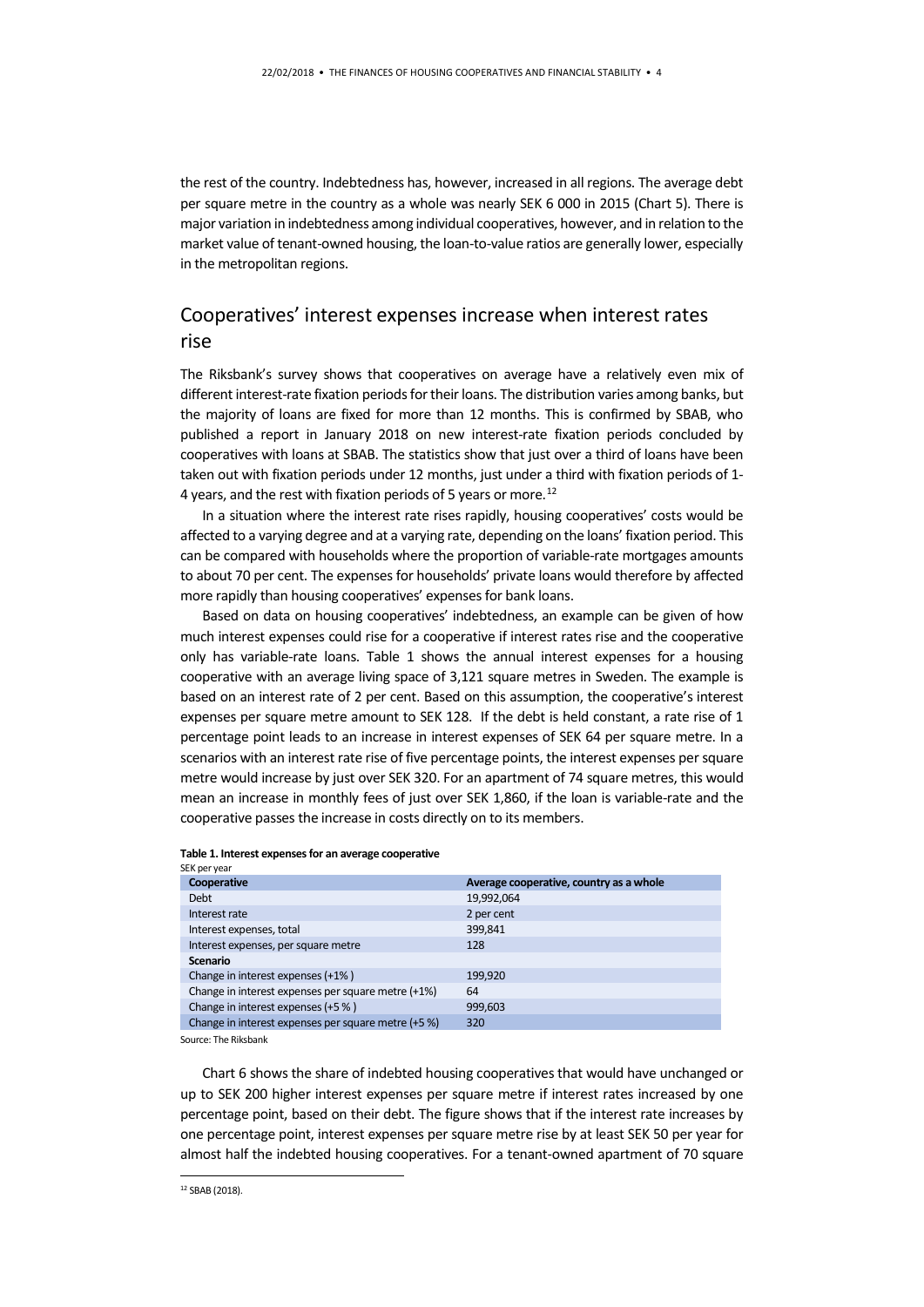the rest of the country. Indebtedness has, however, increased in all regions. The average debt per square metre in the country as a whole was nearly SEK 6 000 in 2015 (Chart 5). There is major variation in indebtedness among individual cooperatives, however, and in relation to the market value of tenant-owned housing, the loan-to-value ratios are generally lower, especially in the metropolitan regions.

## Cooperatives' interest expenses increase when interest rates rise

The Riksbank's survey shows that cooperatives on average have a relatively even mix of different interest-rate fixation periods for their loans. The distribution varies among banks, but the majority of loans are fixed for more than 12 months. This is confirmed by SBAB, who published a report in January 2018 on new interest-rate fixation periods concluded by cooperatives with loans at SBAB. The statistics show that just over a third of loans have been taken out with fixation periods under 12 months, just under a third with fixation periods of 1-4 years, and the rest with fixation periods of 5 years or more.[12]

In a situation where the interest rate rises rapidly, housing cooperatives' costs would be affected to a varying degree and at a varying rate, depending on the loans' fixation period. This can be compared with households where the proportion of variable-rate mortgages amounts to about 70 per cent. The expenses for households' private loans would therefore by affected more rapidly than housing cooperatives' expenses for bank loans.

Based on data on housing cooperatives' indebtedness, an example can be given of how much interest expenses could rise for a cooperative if interest rates rise and the cooperative only has variable-rate loans. Table 1 shows the annual interest expenses for a housing cooperative with an average living space of 3,121 square metres in Sweden. The example is based on an interest rate of 2 per cent. Based on this assumption, the cooperative's interest expenses per square metre amount to SEK 128. If the debt is held constant, a rate rise of 1 percentage point leads to an increase in interest expenses of SEK 64 per square metre. In a scenarios with an interest rate rise of five percentage points, the interest expenses per square metre would increase by just over SEK 320. For an apartment of 74 square metres, this would mean an increase in monthly fees of just over SEK 1,860, if the loan is variable-rate and the cooperative passes the increase in costs directly on to its members.

**Table 1. Interest expenses for an average cooperative**

SEK per year

| **Cooperative** | **Average cooperative, country as a whole** |
|---|---|
| Debt | 19,992,064 |
| Interest rate | 2 per cent |
| Interest expenses, total | 399,841 |
| Interest expenses, per square metre | 128 |
| **Scenario** | |
| Change in interest expenses (+1% ) | 199,920 |
| Change in interest expenses per square metre (+1%) | 64 |
| Change in interest expenses (+5 % ) | 999,603 |
| Change in interest expenses per square metre (+5 %) | 320 |

Source: The Riksbank

Chart 6 shows the share of indebted housing cooperatives that would have unchanged or up to SEK 200 higher interest expenses per square metre if interest rates increased by one percentage point, based on their debt. The figure shows that if the interest rate increases by one percentage point, interest expenses per square metre rise by at least SEK 50 per year for almost half the indebted housing cooperatives. For a tenant-owned apartment of 70 square

[12] SBAB (2018).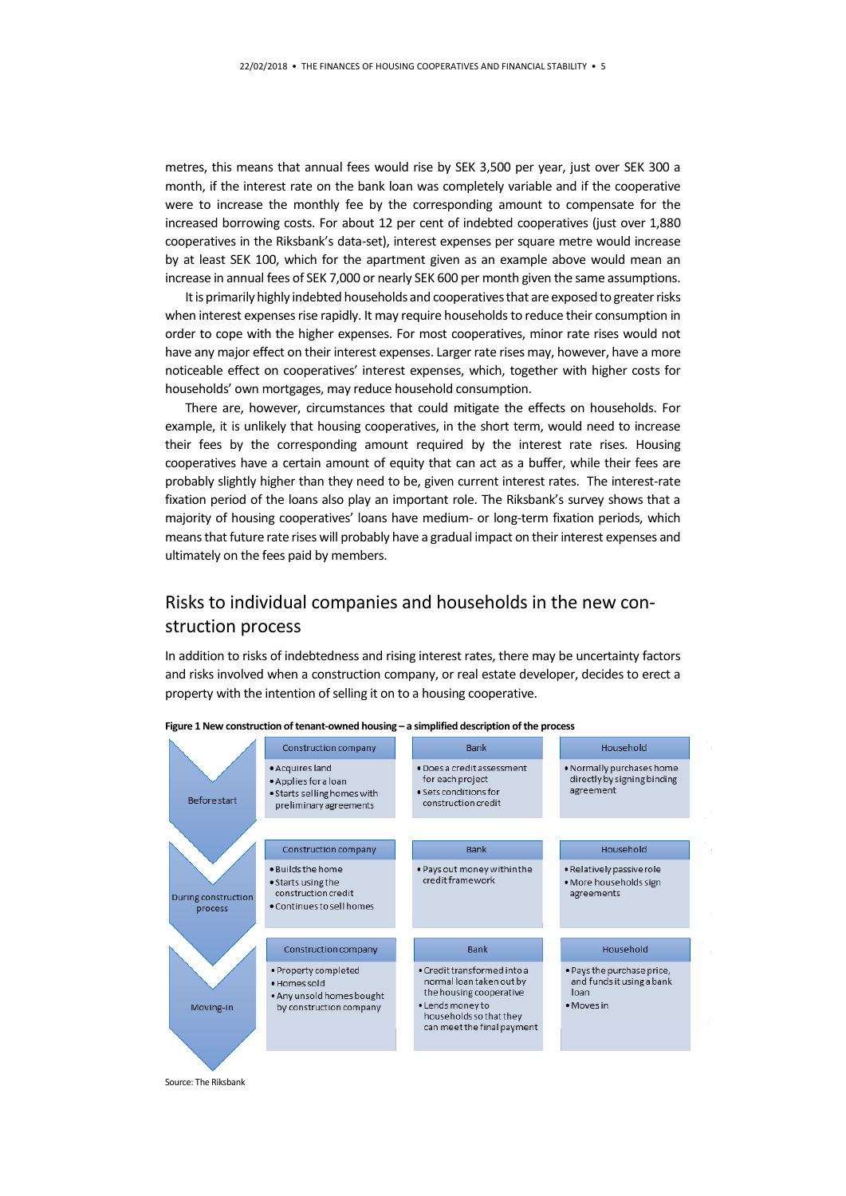metres, this means that annual fees would rise by SEK 3,500 per year, just over SEK 300 a month, if the interest rate on the bank loan was completely variable and if the cooperative were to increase the monthly fee by the corresponding amount to compensate for the increased borrowing costs. For about 12 per cent of indebted cooperatives (just over 1,880 cooperatives in the Riksbank's data-set), interest expenses per square metre would increase by at least SEK 100, which for the apartment given as an example above would mean an increase in annual fees of SEK 7,000 or nearly SEK 600 per month given the same assumptions.

It is primarily highly indebted households and cooperatives that are exposed to greater risks when interest expenses rise rapidly. It may require households to reduce their consumption in order to cope with the higher expenses. For most cooperatives, minor rate rises would not have any major effect on their interest expenses. Larger rate rises may, however, have a more noticeable effect on cooperatives' interest expenses, which, together with higher costs for households' own mortgages, may reduce household consumption.

There are, however, circumstances that could mitigate the effects on households. For example, it is unlikely that housing cooperatives, in the short term, would need to increase their fees by the corresponding amount required by the interest rate rises. Housing cooperatives have a certain amount of equity that can act as a buffer, while their fees are probably slightly higher than they need to be, given current interest rates. The interest-rate fixation period of the loans also play an important role. The Riksbank's survey shows that a majority of housing cooperatives' loans have medium- or long-term fixation periods, which means that future rate rises will probably have a gradual impact on their interest expenses and ultimately on the fees paid by members.

## Risks to individual companies and households in the new construction process

In addition to risks of indebtedness and rising interest rates, there may be uncertainty factors and risks involved when a construction company, or real estate developer, decides to erect a property with the intention of selling it on to a housing cooperative.

**Figure 1 New construction of tenant-owned housing – a simplified description of the process**

| | Construction company | Bank | Household |
|---|---|---|---|
| Before start | • Acquires land<br>• Applies for a loan<br>• Starts selling homes with preliminary agreements | • Does a credit assessment for each project<br>• Sets conditions for construction credit | • Normally purchases home directly by signing binding agreement |
| During construction process | • Builds the home<br>• Starts using the construction credit<br>• Continues to sell homes | • Pays out money within the credit framework | • Relatively passive role<br>• More households sign agreements |
| Moving-in | • Property completed<br>• Homes sold<br>• Any unsold homes bought by construction company | • Credit transformed into a normal loan taken out by the housing cooperative<br>• Lends money to households so that they can meet the final payment | • Pays the purchase price, and funds it using a bank loan<br>• Moves in |

Source: The Riksbank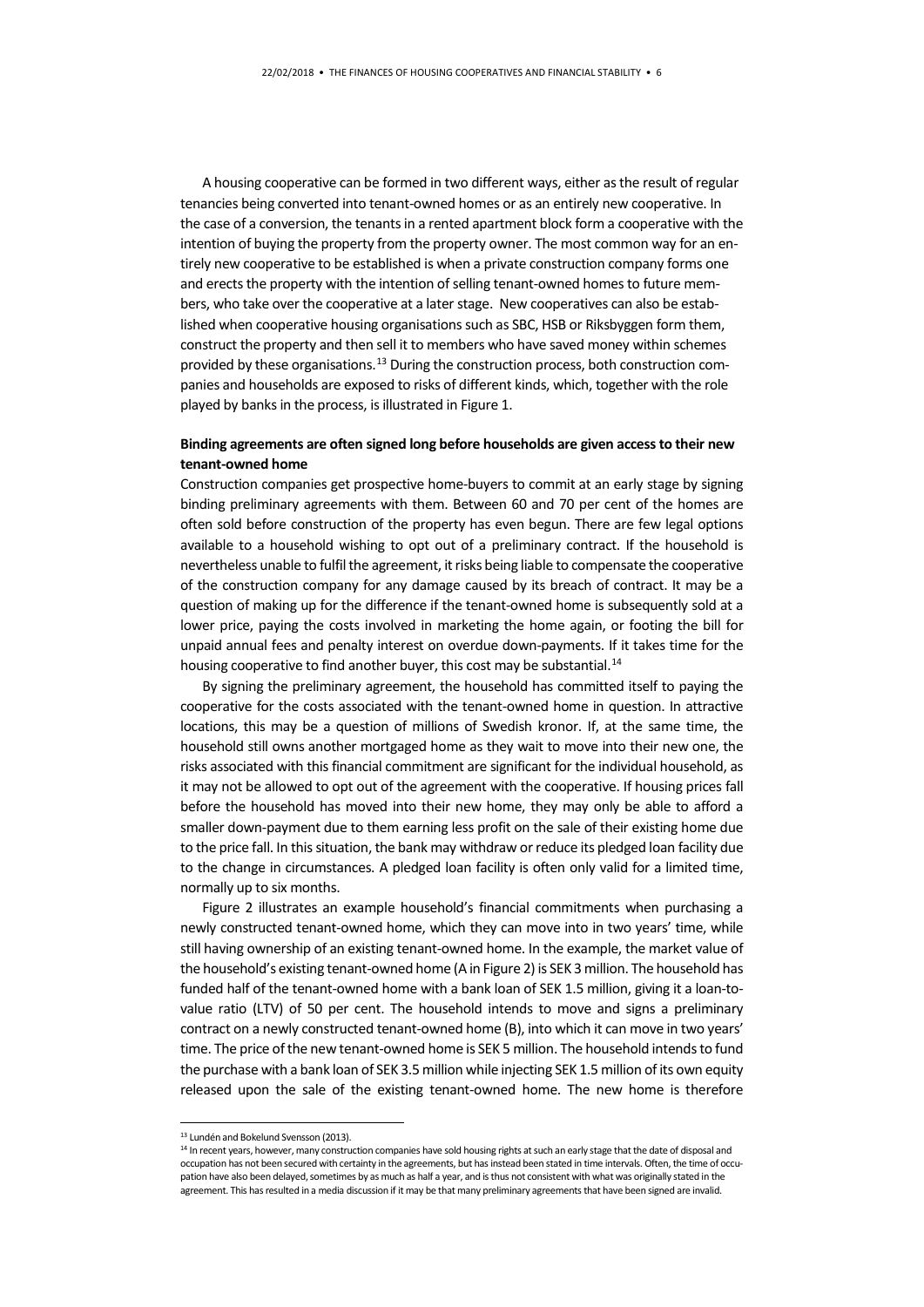A housing cooperative can be formed in two different ways, either as the result of regular tenancies being converted into tenant-owned homes or as an entirely new cooperative. In the case of a conversion, the tenants in a rented apartment block form a cooperative with the intention of buying the property from the property owner. The most common way for an entirely new cooperative to be established is when a private construction company forms one and erects the property with the intention of selling tenant-owned homes to future members, who take over the cooperative at a later stage. New cooperatives can also be established when cooperative housing organisations such as SBC, HSB or Riksbyggen form them, construct the property and then sell it to members who have saved money within schemes provided by these organisations.[13] During the construction process, both construction companies and households are exposed to risks of different kinds, which, together with the role played by banks in the process, is illustrated in Figure 1.

**Binding agreements are often signed long before households are given access to their new tenant-owned home**

Construction companies get prospective home-buyers to commit at an early stage by signing binding preliminary agreements with them. Between 60 and 70 per cent of the homes are often sold before construction of the property has even begun. There are few legal options available to a household wishing to opt out of a preliminary contract. If the household is nevertheless unable to fulfil the agreement, it risks being liable to compensate the cooperative of the construction company for any damage caused by its breach of contract. It may be a question of making up for the difference if the tenant-owned home is subsequently sold at a lower price, paying the costs involved in marketing the home again, or footing the bill for unpaid annual fees and penalty interest on overdue down-payments. If it takes time for the housing cooperative to find another buyer, this cost may be substantial.[14]

By signing the preliminary agreement, the household has committed itself to paying the cooperative for the costs associated with the tenant-owned home in question. In attractive locations, this may be a question of millions of Swedish kronor. If, at the same time, the household still owns another mortgaged home as they wait to move into their new one, the risks associated with this financial commitment are significant for the individual household, as it may not be allowed to opt out of the agreement with the cooperative. If housing prices fall before the household has moved into their new home, they may only be able to afford a smaller down-payment due to them earning less profit on the sale of their existing home due to the price fall. In this situation, the bank may withdraw or reduce its pledged loan facility due to the change in circumstances. A pledged loan facility is often only valid for a limited time, normally up to six months.

Figure 2 illustrates an example household's financial commitments when purchasing a newly constructed tenant-owned home, which they can move into in two years' time, while still having ownership of an existing tenant-owned home. In the example, the market value of the household's existing tenant-owned home (A in Figure 2) is SEK 3 million. The household has funded half of the tenant-owned home with a bank loan of SEK 1.5 million, giving it a loan-to-value ratio (LTV) of 50 per cent. The household intends to move and signs a preliminary contract on a newly constructed tenant-owned home (B), into which it can move in two years' time. The price of the new tenant-owned home is SEK 5 million. The household intends to fund the purchase with a bank loan of SEK 3.5 million while injecting SEK 1.5 million of its own equity released upon the sale of the existing tenant-owned home. The new home is therefore

[13] Lundén and Bokelund Svensson (2013).

[14] In recent years, however, many construction companies have sold housing rights at such an early stage that the date of disposal and occupation has not been secured with certainty in the agreements, but has instead been stated in time intervals. Often, the time of occupation have also been delayed, sometimes by as much as half a year, and is thus not consistent with what was originally stated in the agreement. This has resulted in a media discussion if it may be that many preliminary agreements that have been signed are invalid.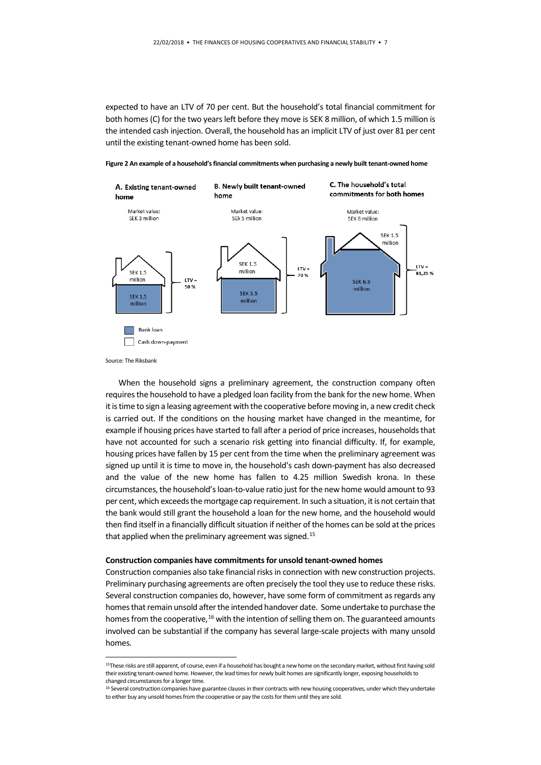expected to have an LTV of 70 per cent. But the household's total financial commitment for both homes (C) for the two years left before they move is SEK 8 million, of which 1.5 million is the intended cash injection. Overall, the household has an implicit LTV of just over 81 per cent until the existing tenant-owned home has been sold.

**Figure 2 An example of a household's financial commitments when purchasing a newly built tenant-owned home**

| | A. Existing tenant-owned home | B. Newly built tenant-owned home | C. The household's total commitments for both homes |
|---|---|---|---|
| Market value | SEK 3 million | SEK 5 million | SEK 8 million |
| Cash down-payment | SEK 1.5 million | SEK 1.5 million | SEK 1.5 million |
| Bank loan | SEK 1.5 million | SEK 3.5 million | SEK 6.5 million |
| LTV | 50 % | 70 % | 81,25 % |

Source: The Riksbank

When the household signs a preliminary agreement, the construction company often requires the household to have a pledged loan facility from the bank for the new home. When it is time to sign a leasing agreement with the cooperative before moving in, a new credit check is carried out. If the conditions on the housing market have changed in the meantime, for example if housing prices have started to fall after a period of price increases, households that have not accounted for such a scenario risk getting into financial difficulty. If, for example, housing prices have fallen by 15 per cent from the time when the preliminary agreement was signed up until it is time to move in, the household's cash down-payment has also decreased and the value of the new home has fallen to 4.25 million Swedish krona. In these circumstances, the household's loan-to-value ratio just for the new home would amount to 93 per cent, which exceeds the mortgage cap requirement. In such a situation, it is not certain that the bank would still grant the household a loan for the new home, and the household would then find itself in a financially difficult situation if neither of the homes can be sold at the prices that applied when the preliminary agreement was signed.[15]

**Construction companies have commitments for unsold tenant-owned homes**

Construction companies also take financial risks in connection with new construction projects. Preliminary purchasing agreements are often precisely the tool they use to reduce these risks. Several construction companies do, however, have some form of commitment as regards any homes that remain unsold after the intended handover date. Some undertake to purchase the homes from the cooperative,[16] with the intention of selling them on. The guaranteed amounts involved can be substantial if the company has several large-scale projects with many unsold homes.

---

[15] These risks are still apparent, of course, even if a household has bought a new home on the secondary market, without first having sold their existing tenant-owned home. However, the lead times for newly built homes are significantly longer, exposing households to changed circumstances for a longer time.

[16] Several construction companies have guarantee clauses in their contracts with new housing cooperatives, under which they undertake to either buy any unsold homes from the cooperative or pay the costs for them until they are sold.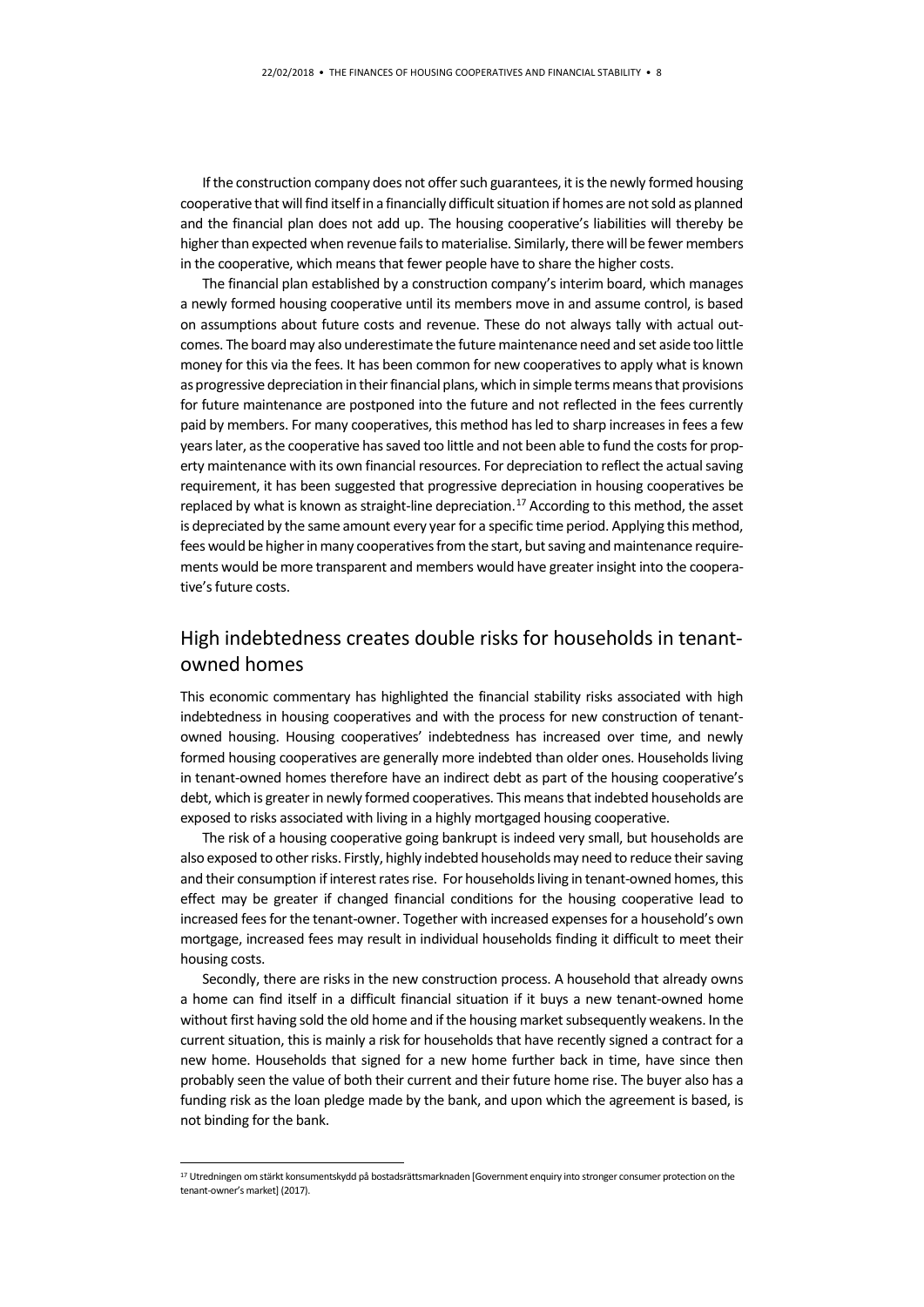If the construction company does not offer such guarantees, it is the newly formed housing cooperative that will find itself in a financially difficult situation if homes are not sold as planned and the financial plan does not add up. The housing cooperative's liabilities will thereby be higher than expected when revenue fails to materialise. Similarly, there will be fewer members in the cooperative, which means that fewer people have to share the higher costs.

The financial plan established by a construction company's interim board, which manages a newly formed housing cooperative until its members move in and assume control, is based on assumptions about future costs and revenue. These do not always tally with actual outcomes. The board may also underestimate the future maintenance need and set aside too little money for this via the fees. It has been common for new cooperatives to apply what is known as progressive depreciation in their financial plans, which in simple terms means that provisions for future maintenance are postponed into the future and not reflected in the fees currently paid by members. For many cooperatives, this method has led to sharp increases in fees a few years later, as the cooperative has saved too little and not been able to fund the costs for property maintenance with its own financial resources. For depreciation to reflect the actual saving requirement, it has been suggested that progressive depreciation in housing cooperatives be replaced by what is known as straight-line depreciation.[17] According to this method, the asset is depreciated by the same amount every year for a specific time period. Applying this method, fees would be higher in many cooperatives from the start, but saving and maintenance requirements would be more transparent and members would have greater insight into the cooperative's future costs.

## High indebtedness creates double risks for households in tenant-owned homes

This economic commentary has highlighted the financial stability risks associated with high indebtedness in housing cooperatives and with the process for new construction of tenant-owned housing. Housing cooperatives' indebtedness has increased over time, and newly formed housing cooperatives are generally more indebted than older ones. Households living in tenant-owned homes therefore have an indirect debt as part of the housing cooperative's debt, which is greater in newly formed cooperatives. This means that indebted households are exposed to risks associated with living in a highly mortgaged housing cooperative.

The risk of a housing cooperative going bankrupt is indeed very small, but households are also exposed to other risks. Firstly, highly indebted households may need to reduce their saving and their consumption if interest rates rise. For households living in tenant-owned homes, this effect may be greater if changed financial conditions for the housing cooperative lead to increased fees for the tenant-owner. Together with increased expenses for a household's own mortgage, increased fees may result in individual households finding it difficult to meet their housing costs.

Secondly, there are risks in the new construction process. A household that already owns a home can find itself in a difficult financial situation if it buys a new tenant-owned home without first having sold the old home and if the housing market subsequently weakens. In the current situation, this is mainly a risk for households that have recently signed a contract for a new home. Households that signed for a new home further back in time, have since then probably seen the value of both their current and their future home rise. The buyer also has a funding risk as the loan pledge made by the bank, and upon which the agreement is based, is not binding for the bank.

[17] Utredningen om stärkt konsumentskydd på bostadsrättsmarknaden [Government enquiry into stronger consumer protection on the tenant-owner's market] (2017).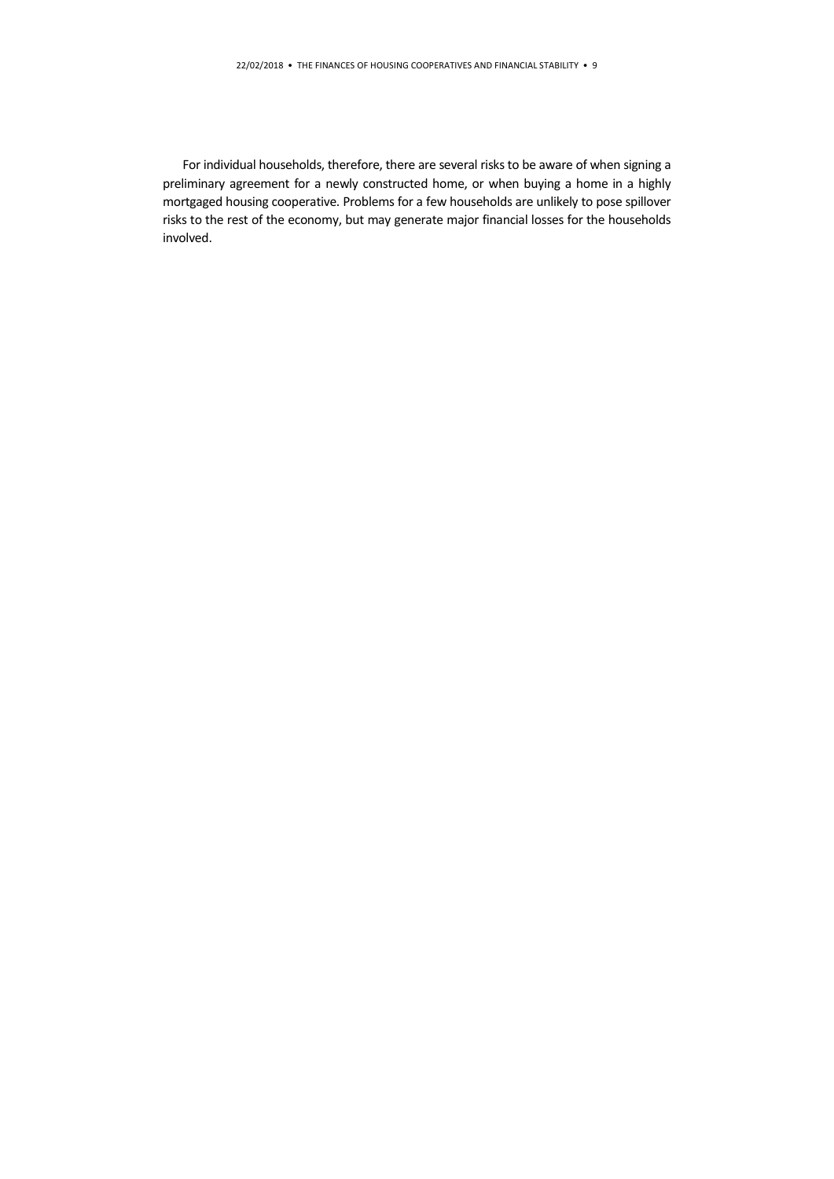For individual households, therefore, there are several risks to be aware of when signing a preliminary agreement for a newly constructed home, or when buying a home in a highly mortgaged housing cooperative. Problems for a few households are unlikely to pose spillover risks to the rest of the economy, but may generate major financial losses for the households involved.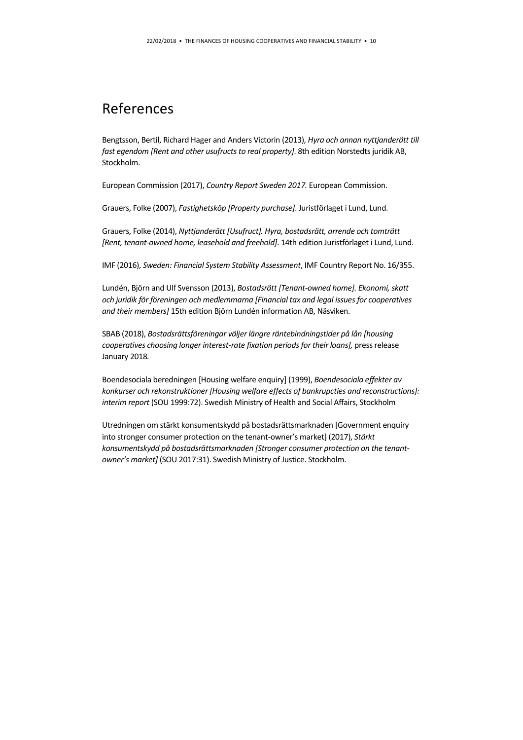# References

Bengtsson, Bertil, Richard Hager and Anders Victorin (2013), *Hyra och annan nyttjanderätt till fast egendom [Rent and other usufructs to real property]*. 8th edition Norstedts juridik AB, Stockholm.

European Commission (2017), *Country Report Sweden 2017.* European Commission.

Grauers, Folke (2007), *Fastighetsköp [Property purchase]*. Juristförlaget i Lund, Lund.

Grauers, Folke (2014), *Nyttjanderätt [Usufruct]. Hyra, bostadsrätt, arrende och tomträtt [Rent, tenant-owned home, leasehold and freehold]*. 14th edition Juristförlaget i Lund, Lund.

IMF (2016), *Sweden: Financial System Stability Assessment*, IMF Country Report No. 16/355.

Lundén, Björn and Ulf Svensson (2013), *Bostadsrätt [Tenant-owned home]. Ekonomi, skatt och juridik för föreningen och medlemmarna [Financial tax and legal issues for cooperatives and their members]* 15th edition Björn Lundén information AB, Näsviken.

SBAB (2018), *Bostadsrättsföreningar väljer längre räntebindningstider på lån [housing cooperatives choosing longer interest-rate fixation periods for their loans],* press release January 2018*.*

Boendesociala beredningen [Housing welfare enquiry] (1999), *Boendesociala effekter av konkurser och rekonstruktioner [Housing welfare effects of bankruptcies and reconstructions]: interim report* (SOU 1999:72). Swedish Ministry of Health and Social Affairs, Stockholm

Utredningen om stärkt konsumentskydd på bostadsrättsmarknaden [Government enquiry into stronger consumer protection on the tenant-owner's market] (2017), *Stärkt konsumentskydd på bostadsrättsmarknaden [Stronger consumer protection on the tenant-owner's market]* (SOU 2017:31). Swedish Ministry of Justice. Stockholm.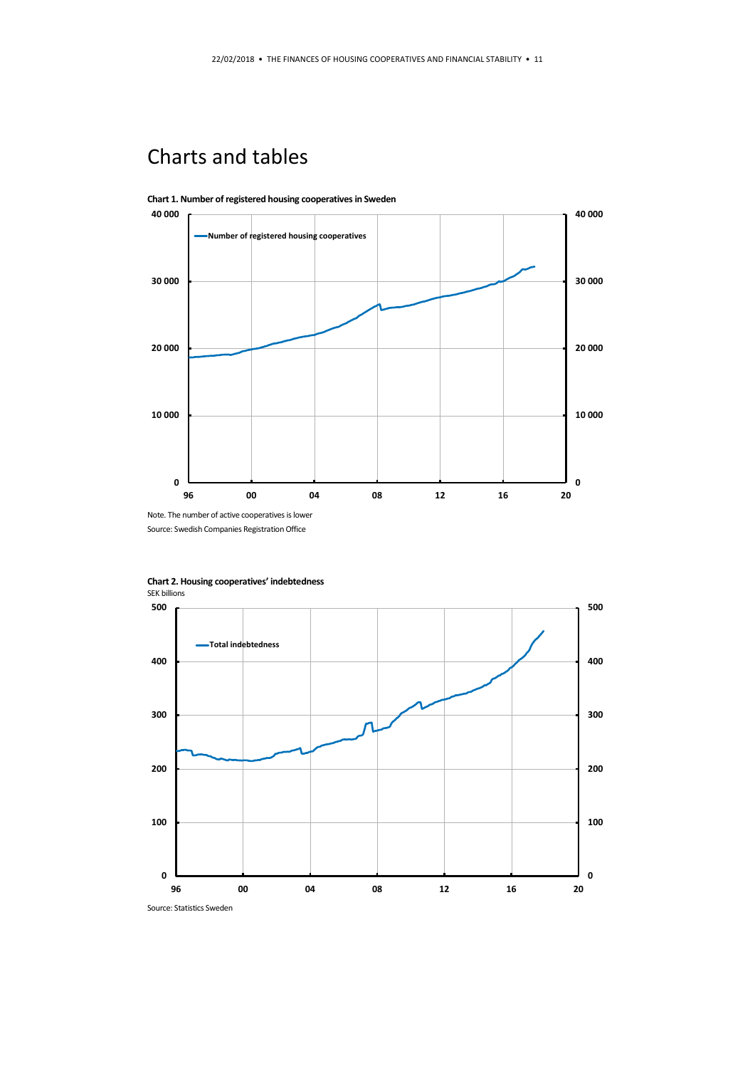# Charts and tables

**Chart 1. Number of registered housing cooperatives in Sweden**

Note. The number of active cooperatives is lower

Source: Swedish Companies Registration Office

**Chart 2. Housing cooperatives' indebtedness**

SEK billions

Source: Statistics Sweden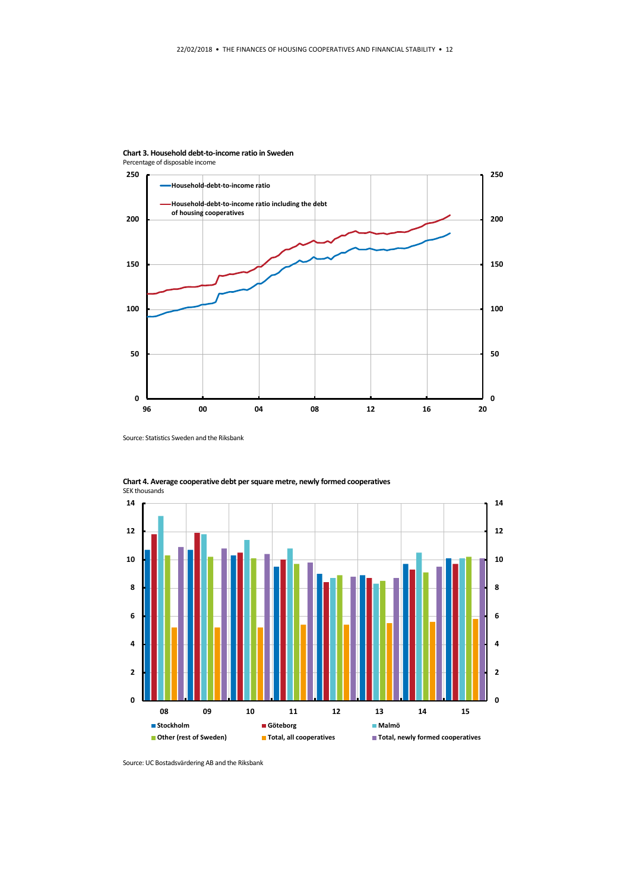**Chart 3. Household debt-to-income ratio in Sweden**

Percentage of disposable income

Source: Statistics Sweden and the Riksbank

**Chart 4. Average cooperative debt per square metre, newly formed cooperatives**

SEK thousands

Source: UC Bostadsvärdering AB and the Riksbank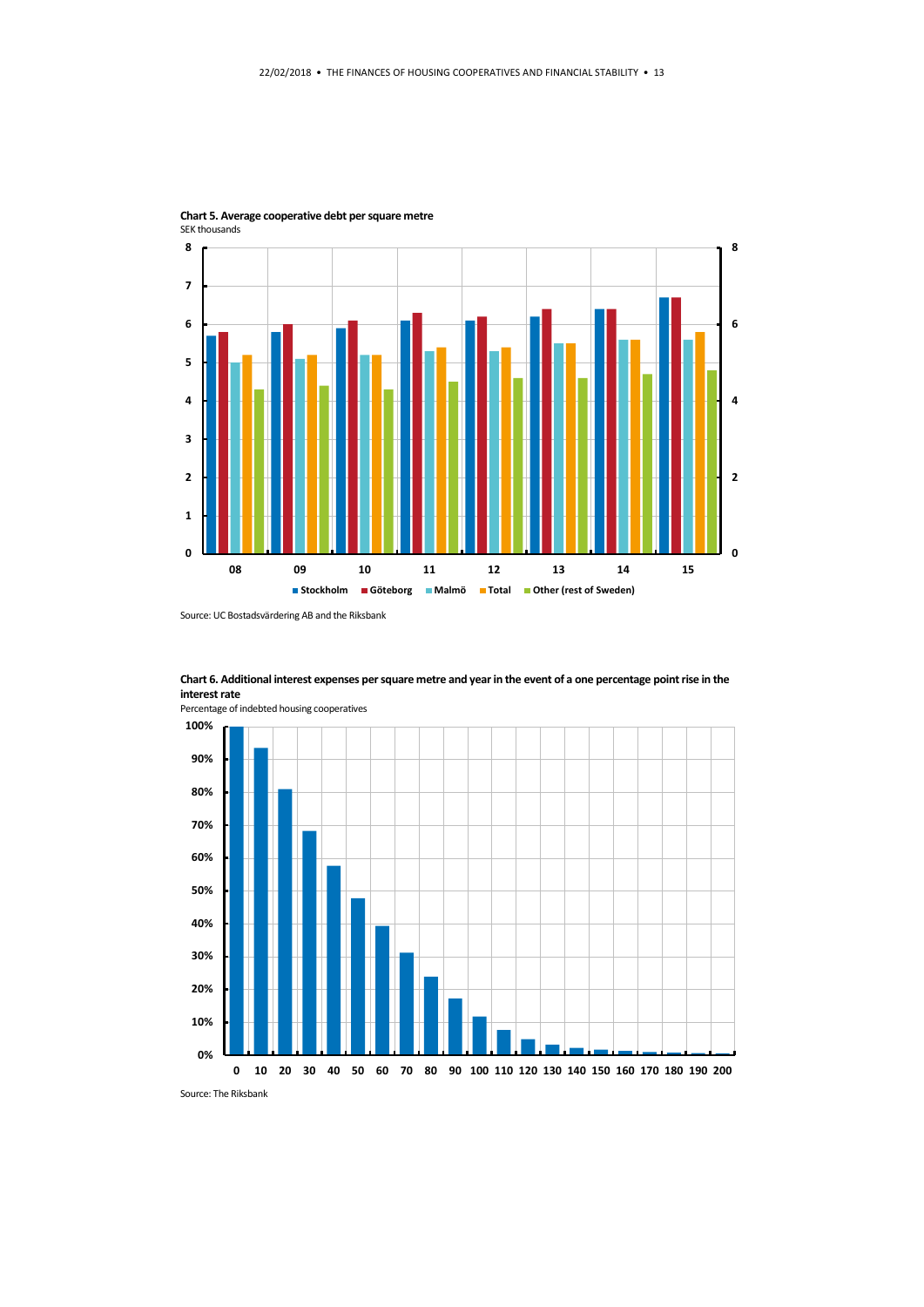**Chart 5. Average cooperative debt per square metre**
SEK thousands

8 8
7
6 6
5
4 4
3
2 2
1
0 0

08 09 10 11 12 13 14 15

■ Stockholm ■ Göteborg ■ Malmö ■ Total ■ Other (rest of Sweden)

Source: UC Bostadsvärdering AB and the Riksbank

**Chart 6. Additional interest expenses per square metre and year in the event of a one percentage point rise in the interest rate**
Percentage of indebted housing cooperatives

100%
90%
80%
70%
60%
50%
40%
30%
20%
10%
0%

0 10 20 30 40 50 60 70 80 90 100 110 120 130 140 150 160 170 180 190 200

Source: The Riksbank